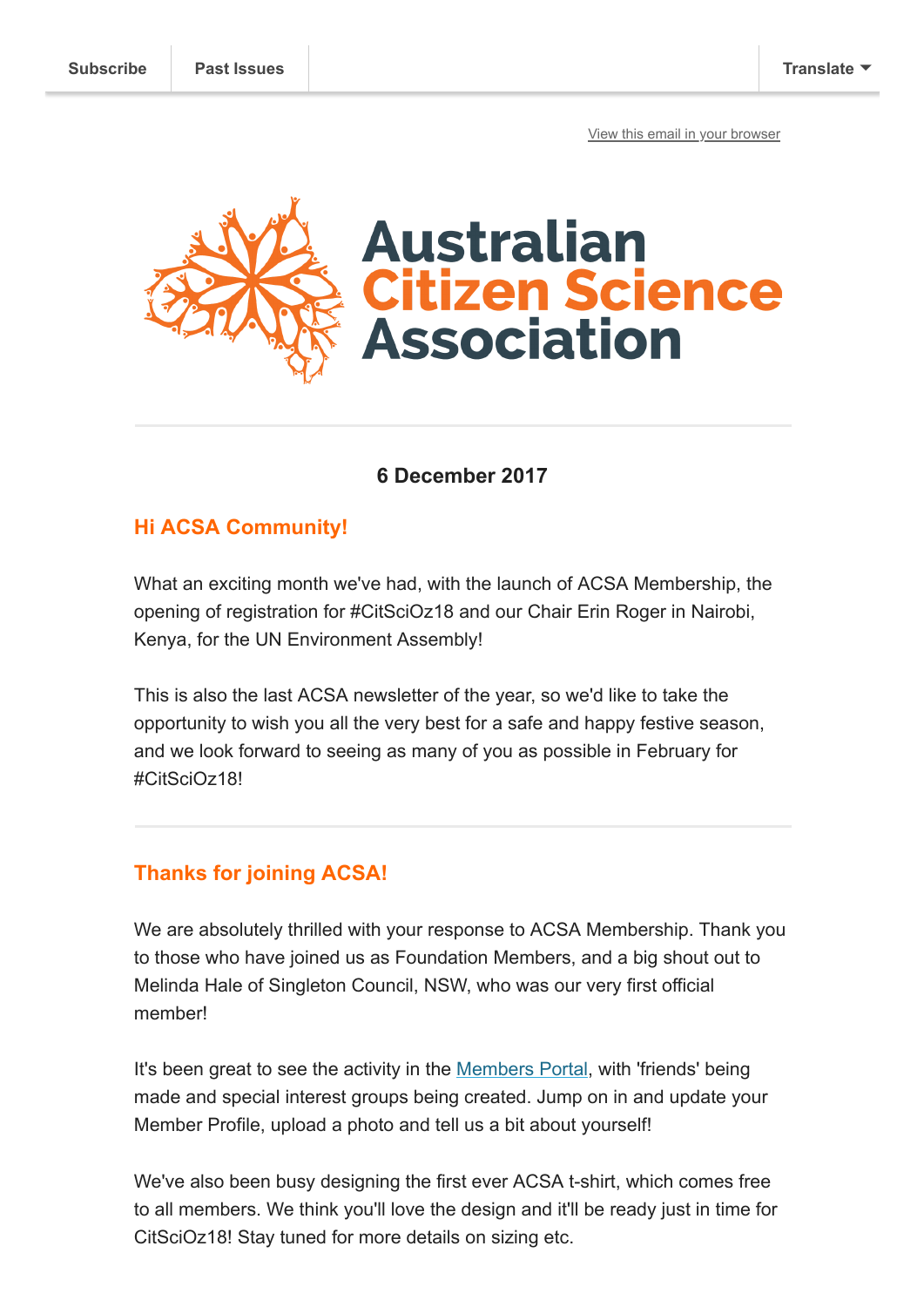Subscribe | Past Issues | Translate

View this email in your browser

# Australian Citizen Science Association

**6 December 2017**

## Hi ACSA Community!

What an exciting month we've had, with the launch of ACSA Membership, the opening of registration for #CitSciOz18 and our Chair Erin Roger in Nairobi, Kenya, for the UN Environment Assembly!

This is also the last ACSA newsletter of the year, so we'd like to take the opportunity to wish you all the very best for a safe and happy festive season, and we look forward to seeing as many of you as possible in February for #CitSciOz18!

---

## Thanks for joining ACSA!

We are absolutely thrilled with your response to ACSA Membership. Thank you to those who have joined us as Foundation Members, and a big shout out to Melinda Hale of Singleton Council, NSW, who was our very first official member!

It's been great to see the activity in the Members Portal, with 'friends' being made and special interest groups being created. Jump on in and update your Member Profile, upload a photo and tell us a bit about yourself!

We've also been busy designing the first ever ACSA t-shirt, which comes free to all members. We think you'll love the design and it'll be ready just in time for CitSciOz18! Stay tuned for more details on sizing etc.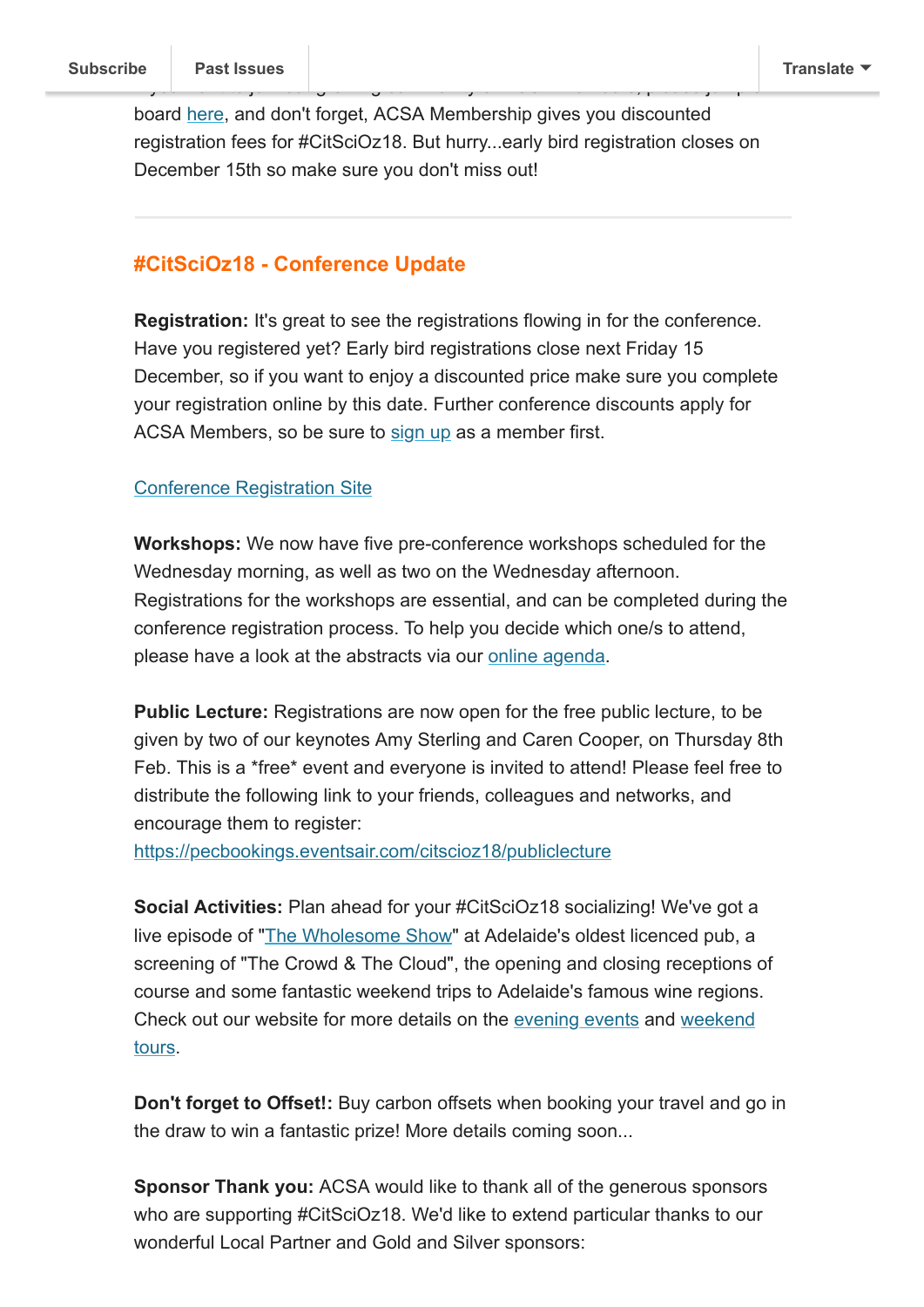board here, and don't forget, ACSA Membership gives you discounted registration fees for #CitSciOz18. But hurry...early bird registration closes on December 15th so make sure you don't miss out!

---

## #CitSciOz18 - Conference Update

**Registration:** It's great to see the registrations flowing in for the conference. Have you registered yet? Early bird registrations close next Friday 15 December, so if you want to enjoy a discounted price make sure you complete your registration online by this date. Further conference discounts apply for ACSA Members, so be sure to sign up as a member first.

Conference Registration Site

**Workshops:** We now have five pre-conference workshops scheduled for the Wednesday morning, as well as two on the Wednesday afternoon. Registrations for the workshops are essential, and can be completed during the conference registration process. To help you decide which one/s to attend, please have a look at the abstracts via our online agenda.

**Public Lecture:** Registrations are now open for the free public lecture, to be given by two of our keynotes Amy Sterling and Caren Cooper, on Thursday 8th Feb. This is a *free* event and everyone is invited to attend! Please feel free to distribute the following link to your friends, colleagues and networks, and encourage them to register:
https://pecbookings.eventsair.com/citscioz18/publiclecture

**Social Activities:** Plan ahead for your #CitSciOz18 socializing! We've got a live episode of "The Wholesome Show" at Adelaide's oldest licenced pub, a screening of "The Crowd & The Cloud", the opening and closing receptions of course and some fantastic weekend trips to Adelaide's famous wine regions. Check out our website for more details on the evening events and weekend tours.

**Don't forget to Offset!:** Buy carbon offsets when booking your travel and go in the draw to win a fantastic prize! More details coming soon...

**Sponsor Thank you:** ACSA would like to thank all of the generous sponsors who are supporting #CitSciOz18. We'd like to extend particular thanks to our wonderful Local Partner and Gold and Silver sponsors: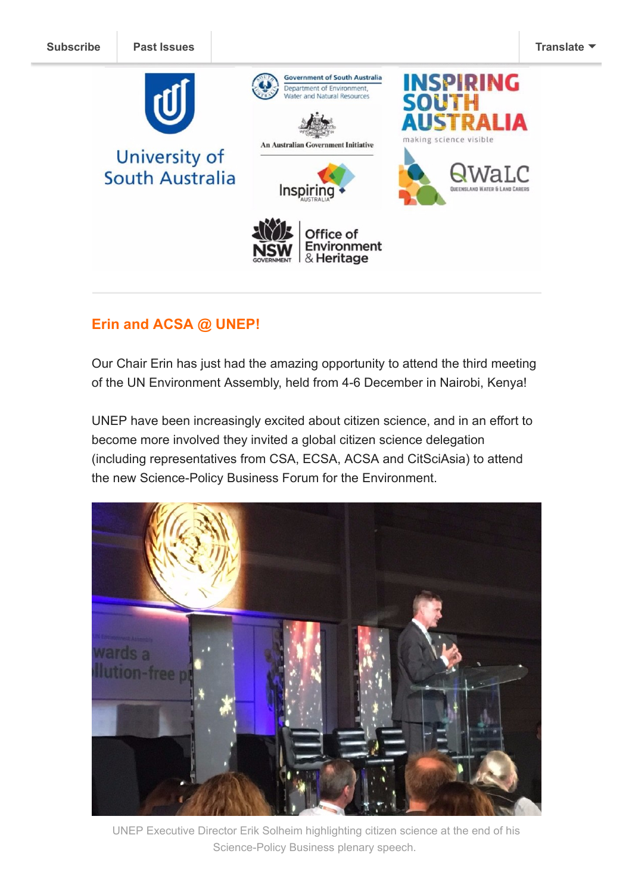Subscribe | Past Issues | Translate

## Erin and ACSA @ UNEP!

Our Chair Erin has just had the amazing opportunity to attend the third meeting of the UN Environment Assembly, held from 4-6 December in Nairobi, Kenya!

UNEP have been increasingly excited about citizen science, and in an effort to become more involved they invited a global citizen science delegation (including representatives from CSA, ECSA, ACSA and CitSciAsia) to attend the new Science-Policy Business Forum for the Environment.

UNEP Executive Director Erik Solheim highlighting citizen science at the end of his Science-Policy Business plenary speech.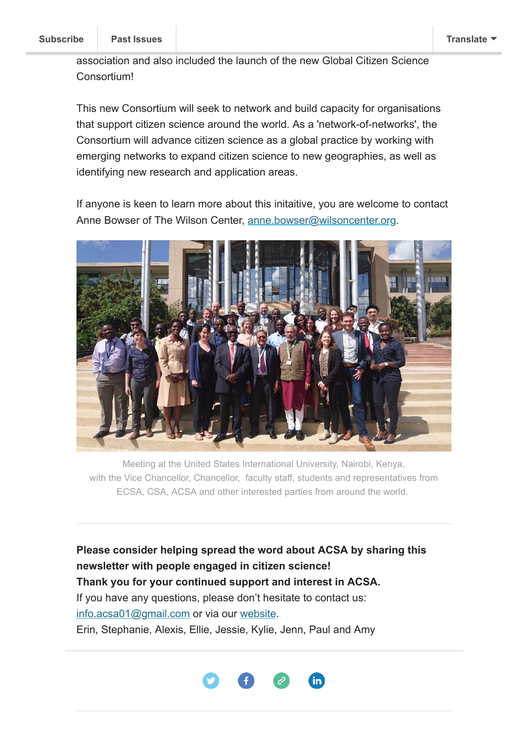association and also included the launch of the new Global Citizen Science Consortium!

This new Consortium will seek to network and build capacity for organisations that support citizen science around the world. As a 'network-of-networks', the Consortium will advance citizen science as a global practice by working with emerging networks to expand citizen science to new geographies, as well as identifying new research and application areas.

If anyone is keen to learn more about this initaitive, you are welcome to contact Anne Bowser of The Wilson Center, anne.bowser@wilsoncenter.org.

Meeting at the United States International University, Nairobi, Kenya, with the Vice Chancellor, Chancellor, faculty staff, students and representatives from ECSA, CSA, ACSA and other interested parties from around the world.

---

**Please consider helping spread the word about ACSA by sharing this newsletter with people engaged in citizen science!**
**Thank you for your continued support and interest in ACSA.**
If you have any questions, please don't hesitate to contact us: info.acsa01@gmail.com or via our website.
Erin, Stephanie, Alexis, Ellie, Jessie, Kylie, Jenn, Paul and Amy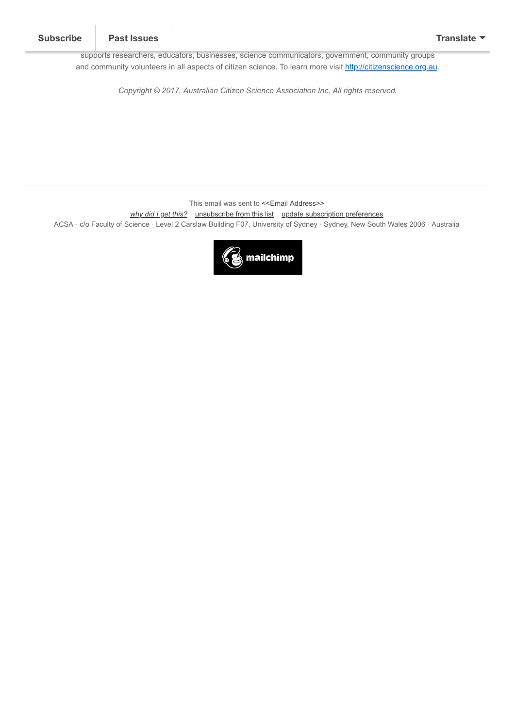supports researchers, educators, businesses, science communicators, government, community groups and community volunteers in all aspects of citizen science. To learn more visit http://citizenscience.org.au.

*Copyright © 2017, Australian Citizen Science Association Inc, All rights reserved.*

---

This email was sent to <<Email Address>>

*why did I get this?* unsubscribe from this list update subscription preferences

ACSA · c/o Faculty of Science · Level 2 Carslaw Building F07, University of Sydney · Sydney, New South Wales 2006 · Australia